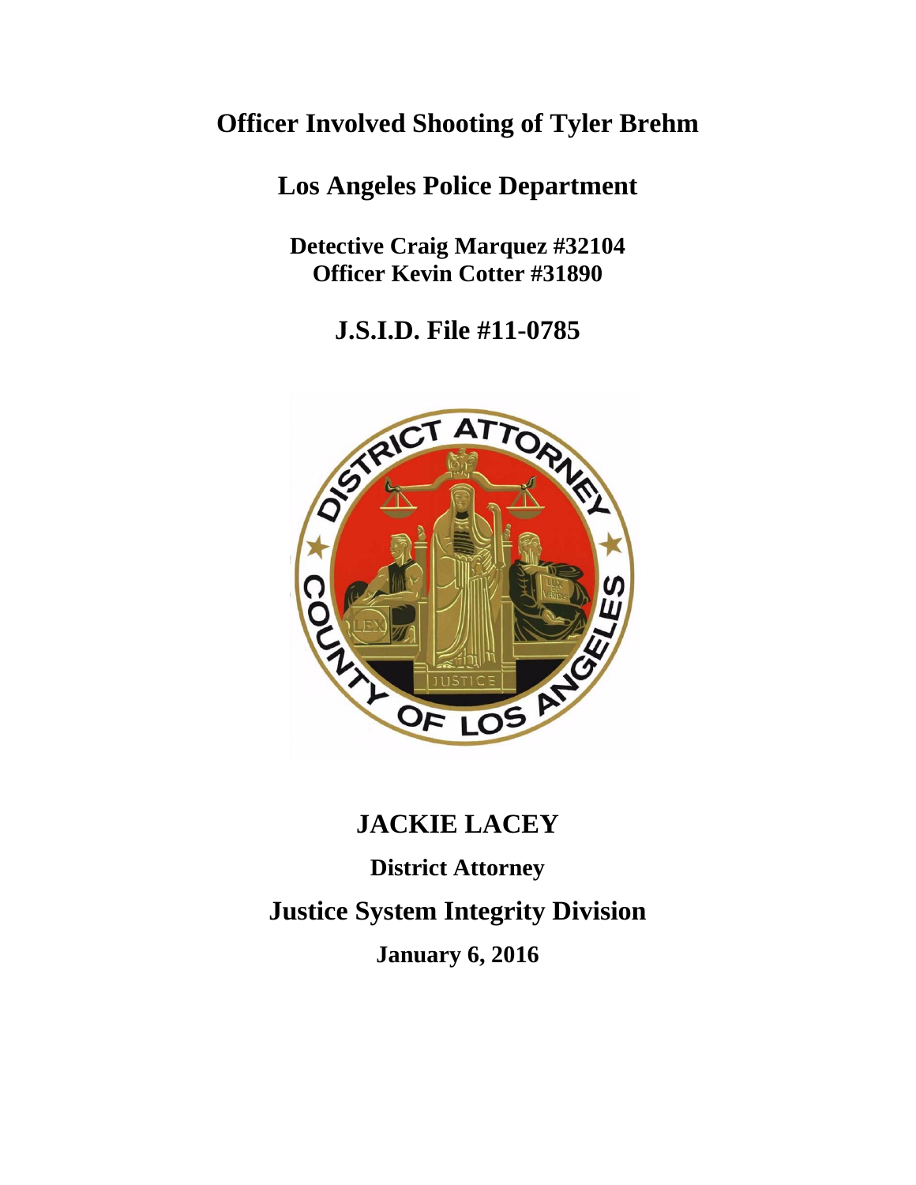# Officer Involved Shooting of Tyler Brehm

## Los Angeles Police Department

**Detective Craig Marquez #32104**
**Officer Kevin Cotter #31890**

## J.S.I.D. File #11-0785

## JACKIE LACEY

**District Attorney**

## Justice System Integrity Division

**January 6, 2016**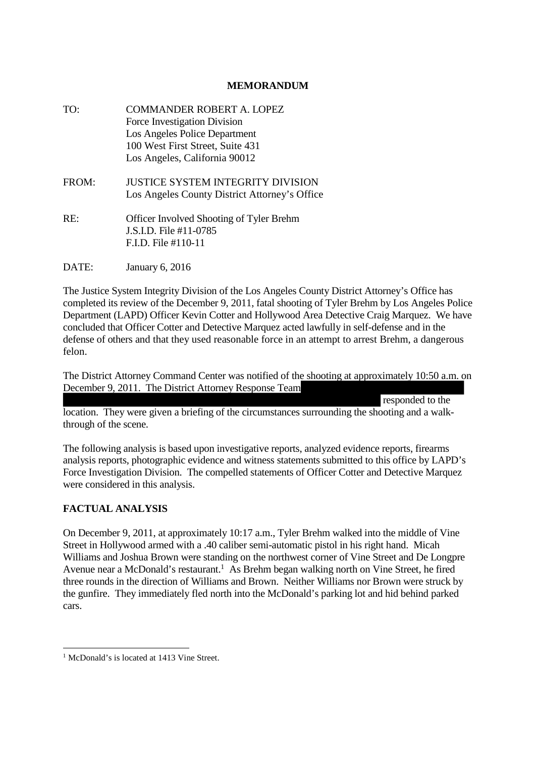**MEMORANDUM**

TO: COMMANDER ROBERT A. LOPEZ
Force Investigation Division
Los Angeles Police Department
100 West First Street, Suite 431
Los Angeles, California 90012

FROM: JUSTICE SYSTEM INTEGRITY DIVISION
Los Angeles County District Attorney's Office

RE: Officer Involved Shooting of Tyler Brehm
J.S.I.D. File #11-0785
F.I.D. File #110-11

DATE: January 6, 2016

The Justice System Integrity Division of the Los Angeles County District Attorney's Office has completed its review of the December 9, 2011, fatal shooting of Tyler Brehm by Los Angeles Police Department (LAPD) Officer Kevin Cotter and Hollywood Area Detective Craig Marquez. We have concluded that Officer Cotter and Detective Marquez acted lawfully in self-defense and in the defense of others and that they used reasonable force in an attempt to arrest Brehm, a dangerous felon.

The District Attorney Command Center was notified of the shooting at approximately 10:50 a.m. on December 9, 2011. The District Attorney Response Team [REDACTED] responded to the location. They were given a briefing of the circumstances surrounding the shooting and a walk-through of the scene.

The following analysis is based upon investigative reports, analyzed evidence reports, firearms analysis reports, photographic evidence and witness statements submitted to this office by LAPD's Force Investigation Division. The compelled statements of Officer Cotter and Detective Marquez were considered in this analysis.

## FACTUAL ANALYSIS

On December 9, 2011, at approximately 10:17 a.m., Tyler Brehm walked into the middle of Vine Street in Hollywood armed with a .40 caliber semi-automatic pistol in his right hand. Micah Williams and Joshua Brown were standing on the northwest corner of Vine Street and De Longpre Avenue near a McDonald's restaurant.[1] As Brehm began walking north on Vine Street, he fired three rounds in the direction of Williams and Brown. Neither Williams nor Brown were struck by the gunfire. They immediately fled north into the McDonald's parking lot and hid behind parked cars.

---

[1] McDonald's is located at 1413 Vine Street.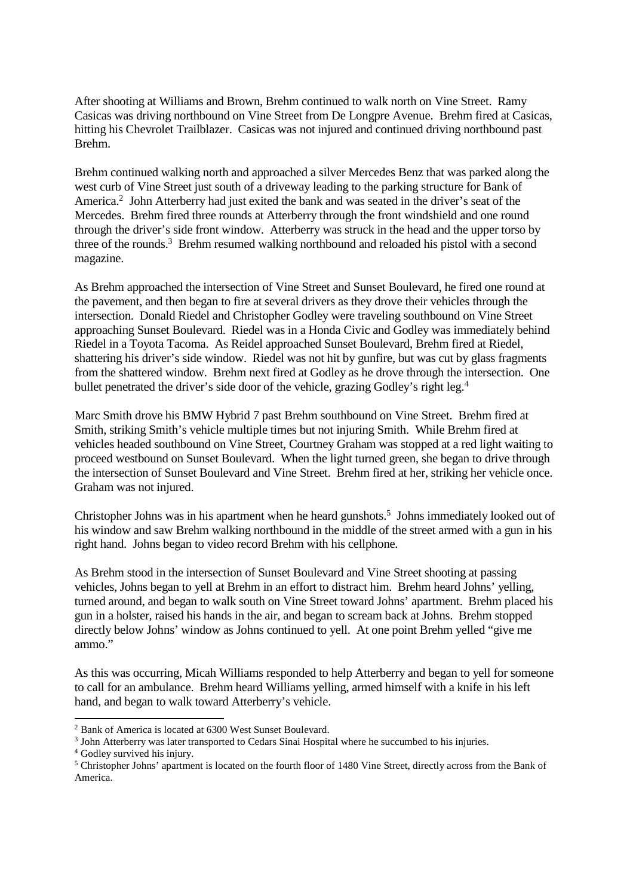After shooting at Williams and Brown, Brehm continued to walk north on Vine Street. Ramy Casicas was driving northbound on Vine Street from De Longpre Avenue. Brehm fired at Casicas, hitting his Chevrolet Trailblazer. Casicas was not injured and continued driving northbound past Brehm.

Brehm continued walking north and approached a silver Mercedes Benz that was parked along the west curb of Vine Street just south of a driveway leading to the parking structure for Bank of America.[2] John Atterberry had just exited the bank and was seated in the driver's seat of the Mercedes. Brehm fired three rounds at Atterberry through the front windshield and one round through the driver's side front window. Atterberry was struck in the head and the upper torso by three of the rounds.[3] Brehm resumed walking northbound and reloaded his pistol with a second magazine.

As Brehm approached the intersection of Vine Street and Sunset Boulevard, he fired one round at the pavement, and then began to fire at several drivers as they drove their vehicles through the intersection. Donald Riedel and Christopher Godley were traveling southbound on Vine Street approaching Sunset Boulevard. Riedel was in a Honda Civic and Godley was immediately behind Riedel in a Toyota Tacoma. As Reidel approached Sunset Boulevard, Brehm fired at Riedel, shattering his driver's side window. Riedel was not hit by gunfire, but was cut by glass fragments from the shattered window. Brehm next fired at Godley as he drove through the intersection. One bullet penetrated the driver's side door of the vehicle, grazing Godley's right leg.[4]

Marc Smith drove his BMW Hybrid 7 past Brehm southbound on Vine Street. Brehm fired at Smith, striking Smith's vehicle multiple times but not injuring Smith. While Brehm fired at vehicles headed southbound on Vine Street, Courtney Graham was stopped at a red light waiting to proceed westbound on Sunset Boulevard. When the light turned green, she began to drive through the intersection of Sunset Boulevard and Vine Street. Brehm fired at her, striking her vehicle once. Graham was not injured.

Christopher Johns was in his apartment when he heard gunshots.[5] Johns immediately looked out of his window and saw Brehm walking northbound in the middle of the street armed with a gun in his right hand. Johns began to video record Brehm with his cellphone.

As Brehm stood in the intersection of Sunset Boulevard and Vine Street shooting at passing vehicles, Johns began to yell at Brehm in an effort to distract him. Brehm heard Johns' yelling, turned around, and began to walk south on Vine Street toward Johns' apartment. Brehm placed his gun in a holster, raised his hands in the air, and began to scream back at Johns. Brehm stopped directly below Johns' window as Johns continued to yell. At one point Brehm yelled "give me ammo."

As this was occurring, Micah Williams responded to help Atterberry and began to yell for someone to call for an ambulance. Brehm heard Williams yelling, armed himself with a knife in his left hand, and began to walk toward Atterberry's vehicle.

---

[2] Bank of America is located at 6300 West Sunset Boulevard.

[3] John Atterberry was later transported to Cedars Sinai Hospital where he succumbed to his injuries.

[4] Godley survived his injury.

[5] Christopher Johns' apartment is located on the fourth floor of 1480 Vine Street, directly across from the Bank of America.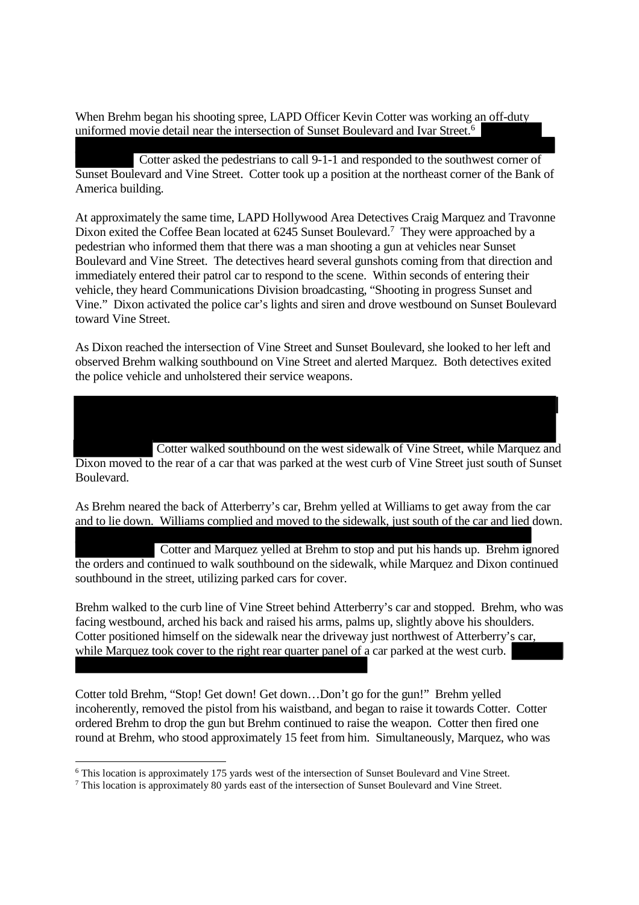When Brehm began his shooting spree, LAPD Officer Kevin Cotter was working an off-duty uniformed movie detail near the intersection of Sunset Boulevard and Ivar Street.[6] Cotter asked the pedestrians to call 9-1-1 and responded to the southwest corner of Sunset Boulevard and Vine Street. Cotter took up a position at the northeast corner of the Bank of America building.

At approximately the same time, LAPD Hollywood Area Detectives Craig Marquez and Travonne Dixon exited the Coffee Bean located at 6245 Sunset Boulevard.[7] They were approached by a pedestrian who informed them that there was a man shooting a gun at vehicles near Sunset Boulevard and Vine Street. The detectives heard several gunshots coming from that direction and immediately entered their patrol car to respond to the scene. Within seconds of entering their vehicle, they heard Communications Division broadcasting, "Shooting in progress Sunset and Vine." Dixon activated the police car's lights and siren and drove westbound on Sunset Boulevard toward Vine Street.

As Dixon reached the intersection of Vine Street and Sunset Boulevard, she looked to her left and observed Brehm walking southbound on Vine Street and alerted Marquez. Both detectives exited the police vehicle and unholstered their service weapons.

Cotter walked southbound on the west sidewalk of Vine Street, while Marquez and Dixon moved to the rear of a car that was parked at the west curb of Vine Street just south of Sunset Boulevard.

As Brehm neared the back of Atterberry's car, Brehm yelled at Williams to get away from the car and to lie down. Williams complied and moved to the sidewalk, just south of the car and lied down. Cotter and Marquez yelled at Brehm to stop and put his hands up. Brehm ignored the orders and continued to walk southbound on the sidewalk, while Marquez and Dixon continued southbound in the street, utilizing parked cars for cover.

Brehm walked to the curb line of Vine Street behind Atterberry's car and stopped. Brehm, who was facing westbound, arched his back and raised his arms, palms up, slightly above his shoulders. Cotter positioned himself on the sidewalk near the driveway just northwest of Atterberry's car, while Marquez took cover to the right rear quarter panel of a car parked at the west curb.

Cotter told Brehm, "Stop! Get down! Get down…Don't go for the gun!" Brehm yelled incoherently, removed the pistol from his waistband, and began to raise it towards Cotter. Cotter ordered Brehm to drop the gun but Brehm continued to raise the weapon. Cotter then fired one round at Brehm, who stood approximately 15 feet from him. Simultaneously, Marquez, who was

---

[6] This location is approximately 175 yards west of the intersection of Sunset Boulevard and Vine Street.

[7] This location is approximately 80 yards east of the intersection of Sunset Boulevard and Vine Street.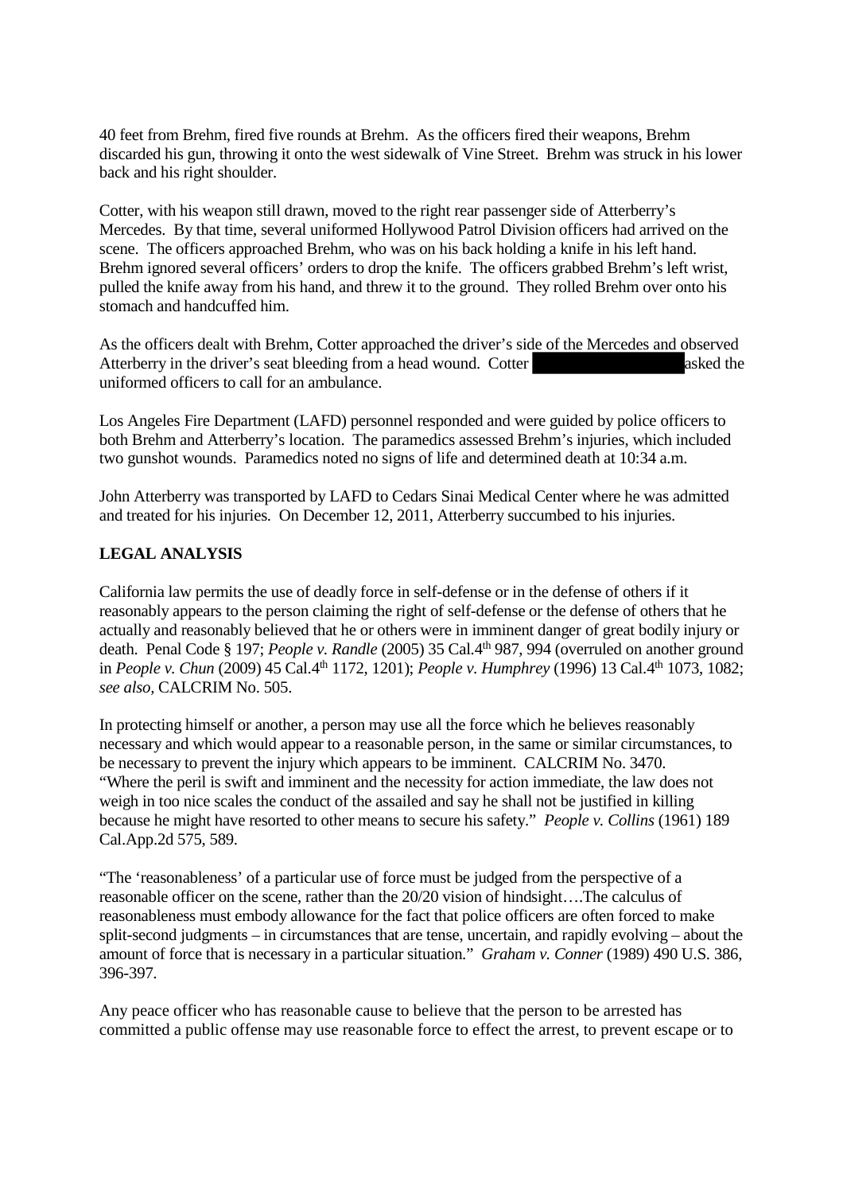40 feet from Brehm, fired five rounds at Brehm. As the officers fired their weapons, Brehm discarded his gun, throwing it onto the west sidewalk of Vine Street. Brehm was struck in his lower back and his right shoulder.

Cotter, with his weapon still drawn, moved to the right rear passenger side of Atterberry's Mercedes. By that time, several uniformed Hollywood Patrol Division officers had arrived on the scene. The officers approached Brehm, who was on his back holding a knife in his left hand. Brehm ignored several officers' orders to drop the knife. The officers grabbed Brehm's left wrist, pulled the knife away from his hand, and threw it to the ground. They rolled Brehm over onto his stomach and handcuffed him.

As the officers dealt with Brehm, Cotter approached the driver's side of the Mercedes and observed Atterberry in the driver's seat bleeding from a head wound. Cotter [REDACTED] asked the uniformed officers to call for an ambulance.

Los Angeles Fire Department (LAFD) personnel responded and were guided by police officers to both Brehm and Atterberry's location. The paramedics assessed Brehm's injuries, which included two gunshot wounds. Paramedics noted no signs of life and determined death at 10:34 a.m.

John Atterberry was transported by LAFD to Cedars Sinai Medical Center where he was admitted and treated for his injuries. On December 12, 2011, Atterberry succumbed to his injuries.

**LEGAL ANALYSIS**

California law permits the use of deadly force in self-defense or in the defense of others if it reasonably appears to the person claiming the right of self-defense or the defense of others that he actually and reasonably believed that he or others were in imminent danger of great bodily injury or death. Penal Code § 197; *People v. Randle* (2005) 35 Cal.4th 987, 994 (overruled on another ground in *People v. Chun* (2009) 45 Cal.4th 1172, 1201); *People v. Humphrey* (1996) 13 Cal.4th 1073, 1082; *see also,* CALCRIM No. 505.

In protecting himself or another, a person may use all the force which he believes reasonably necessary and which would appear to a reasonable person, in the same or similar circumstances, to be necessary to prevent the injury which appears to be imminent. CALCRIM No. 3470. "Where the peril is swift and imminent and the necessity for action immediate, the law does not weigh in too nice scales the conduct of the assailed and say he shall not be justified in killing because he might have resorted to other means to secure his safety." *People v. Collins* (1961) 189 Cal.App.2d 575, 589.

"The 'reasonableness' of a particular use of force must be judged from the perspective of a reasonable officer on the scene, rather than the 20/20 vision of hindsight….The calculus of reasonableness must embody allowance for the fact that police officers are often forced to make split-second judgments – in circumstances that are tense, uncertain, and rapidly evolving – about the amount of force that is necessary in a particular situation." *Graham v. Conner* (1989) 490 U.S. 386, 396-397.

Any peace officer who has reasonable cause to believe that the person to be arrested has committed a public offense may use reasonable force to effect the arrest, to prevent escape or to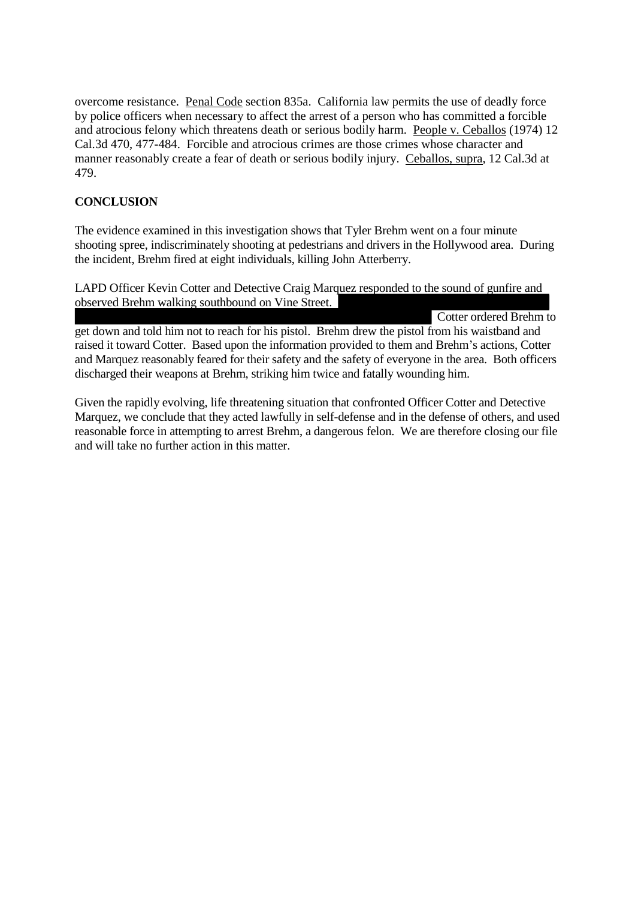overcome resistance. Penal Code section 835a. California law permits the use of deadly force by police officers when necessary to affect the arrest of a person who has committed a forcible and atrocious felony which threatens death or serious bodily harm. People v. Ceballos (1974) 12 Cal.3d 470, 477-484. Forcible and atrocious crimes are those crimes whose character and manner reasonably create a fear of death or serious bodily injury. Ceballos, supra, 12 Cal.3d at 479.

**CONCLUSION**

The evidence examined in this investigation shows that Tyler Brehm went on a four minute shooting spree, indiscriminately shooting at pedestrians and drivers in the Hollywood area. During the incident, Brehm fired at eight individuals, killing John Atterberry.

LAPD Officer Kevin Cotter and Detective Craig Marquez responded to the sound of gunfire and observed Brehm walking southbound on Vine Street. [REDACTED] Cotter ordered Brehm to get down and told him not to reach for his pistol. Brehm drew the pistol from his waistband and raised it toward Cotter. Based upon the information provided to them and Brehm's actions, Cotter and Marquez reasonably feared for their safety and the safety of everyone in the area. Both officers discharged their weapons at Brehm, striking him twice and fatally wounding him.

Given the rapidly evolving, life threatening situation that confronted Officer Cotter and Detective Marquez, we conclude that they acted lawfully in self-defense and in the defense of others, and used reasonable force in attempting to arrest Brehm, a dangerous felon. We are therefore closing our file and will take no further action in this matter.